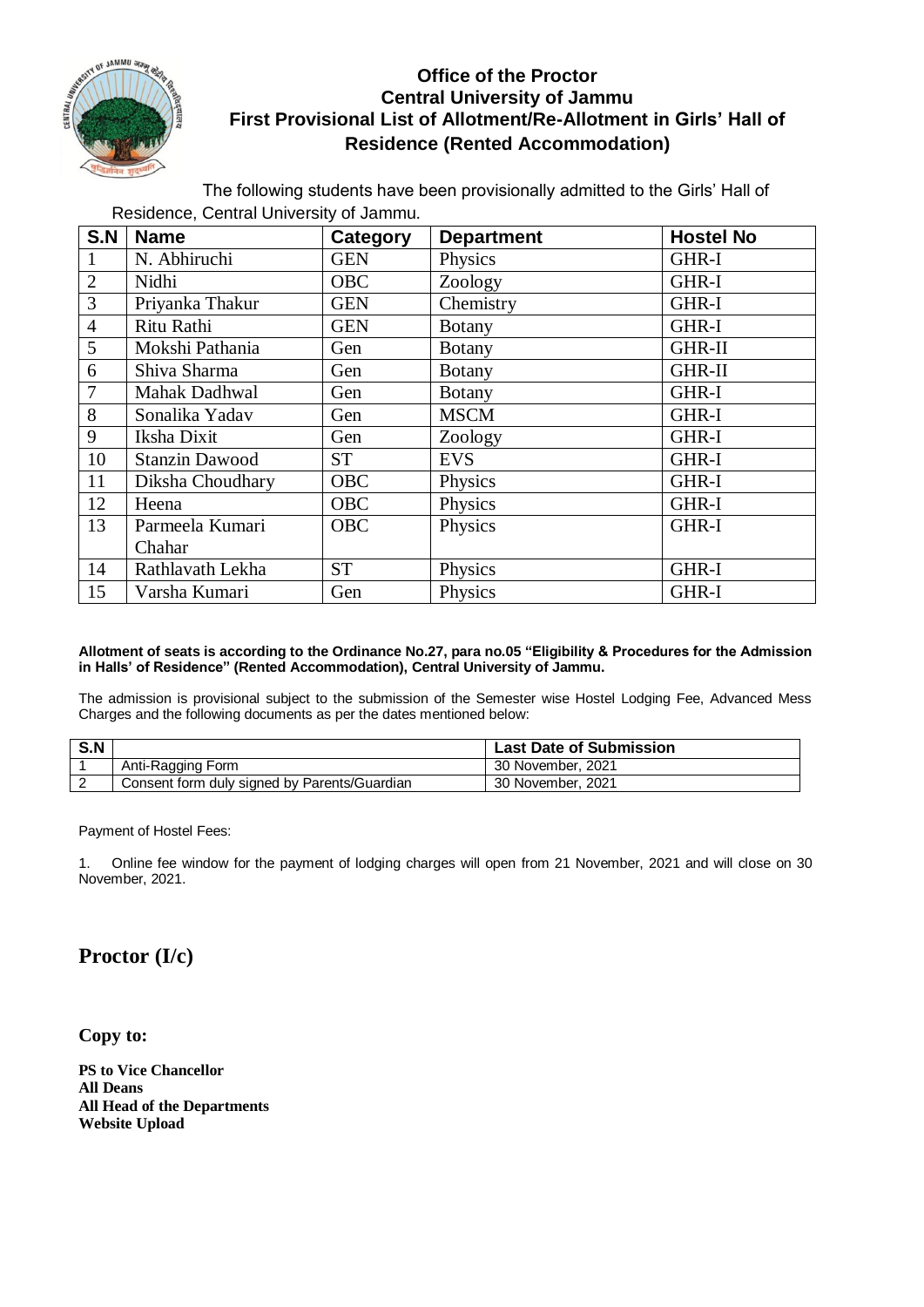# Office of the Proctor
## Central University of Jammu
## First Provisional List of Allotment/Re-Allotment in Girls' Hall of Residence (Rented Accommodation)

The following students have been provisionally admitted to the Girls' Hall of Residence, Central University of Jammu.

| S.N | Name | Category | Department | Hostel No |
|---|---|---|---|---|
| 1 | N. Abhiruchi | GEN | Physics | GHR-I |
| 2 | Nidhi | OBC | Zoology | GHR-I |
| 3 | Priyanka Thakur | GEN | Chemistry | GHR-I |
| 4 | Ritu Rathi | GEN | Botany | GHR-I |
| 5 | Mokshi Pathania | Gen | Botany | GHR-II |
| 6 | Shiva Sharma | Gen | Botany | GHR-II |
| 7 | Mahak Dadhwal | Gen | Botany | GHR-I |
| 8 | Sonalika Yadav | Gen | MSCM | GHR-I |
| 9 | Iksha Dixit | Gen | Zoology | GHR-I |
| 10 | Stanzin Dawood | ST | EVS | GHR-I |
| 11 | Diksha Choudhary | OBC | Physics | GHR-I |
| 12 | Heena | OBC | Physics | GHR-I |
| 13 | Parmeela Kumari Chahar | OBC | Physics | GHR-I |
| 14 | Rathlavath Lekha | ST | Physics | GHR-I |
| 15 | Varsha Kumari | Gen | Physics | GHR-I |

**Allotment of seats is according to the Ordinance No.27, para no.05 "Eligibility & Procedures for the Admission in Halls' of Residence" (Rented Accommodation), Central University of Jammu.**

The admission is provisional subject to the submission of the Semester wise Hostel Lodging Fee, Advanced Mess Charges and the following documents as per the dates mentioned below:

| S.N | | Last Date of Submission |
|---|---|---|
| 1 | Anti-Ragging Form | 30 November, 2021 |
| 2 | Consent form duly signed by Parents/Guardian | 30 November, 2021 |

Payment of Hostel Fees:

1. Online fee window for the payment of lodging charges will open from 21 November, 2021 and will close on 30 November, 2021.

**Proctor (I/c)**

**Copy to:**

**PS to Vice Chancellor**
**All Deans**
**All Head of the Departments**
**Website Upload**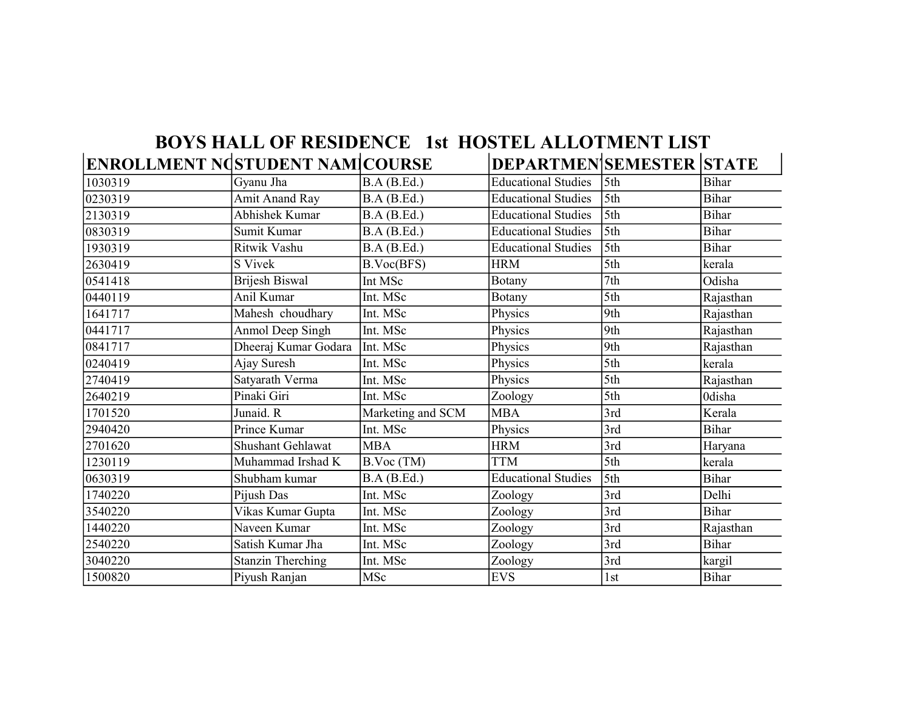# BOYS HALL OF RESIDENCE 1st HOSTEL ALLOTMENT LIST

| ENROLLMENT NO | STUDENT NAME | COURSE | DEPARTMENT | SEMESTER | STATE |
|---|---|---|---|---|---|
| 1030319 | Gyanu Jha | B.A (B.Ed.) | Educational Studies | 5th | Bihar |
| 0230319 | Amit Anand Ray | B.A (B.Ed.) | Educational Studies | 5th | Bihar |
| 2130319 | Abhishek Kumar | B.A (B.Ed.) | Educational Studies | 5th | Bihar |
| 0830319 | Sumit Kumar | B.A (B.Ed.) | Educational Studies | 5th | Bihar |
| 1930319 | Ritwik Vashu | B.A (B.Ed.) | Educational Studies | 5th | Bihar |
| 2630419 | S Vivek | B.Voc(BFS) | HRM | 5th | kerala |
| 0541418 | Brijesh Biswal | Int MSc | Botany | 7th | Odisha |
| 0440119 | Anil Kumar | Int. MSc | Botany | 5th | Rajasthan |
| 1641717 | Mahesh choudhary | Int. MSc | Physics | 9th | Rajasthan |
| 0441717 | Anmol Deep Singh | Int. MSc | Physics | 9th | Rajasthan |
| 0841717 | Dheeraj Kumar Godara | Int. MSc | Physics | 9th | Rajasthan |
| 0240419 | Ajay Suresh | Int. MSc | Physics | 5th | kerala |
| 2740419 | Satyarath Verma | Int. MSc | Physics | 5th | Rajasthan |
| 2640219 | Pinaki Giri | Int. MSc | Zoology | 5th | 0disha |
| 1701520 | Junaid. R | Marketing and SCM | MBA | 3rd | Kerala |
| 2940420 | Prince Kumar | Int. MSc | Physics | 3rd | Bihar |
| 2701620 | Shushant Gehlawat | MBA | HRM | 3rd | Haryana |
| 1230119 | Muhammad Irshad K | B.Voc (TM) | TTM | 5th | kerala |
| 0630319 | Shubham kumar | B.A (B.Ed.) | Educational Studies | 5th | Bihar |
| 1740220 | Pijush Das | Int. MSc | Zoology | 3rd | Delhi |
| 3540220 | Vikas Kumar Gupta | Int. MSc | Zoology | 3rd | Bihar |
| 1440220 | Naveen Kumar | Int. MSc | Zoology | 3rd | Rajasthan |
| 2540220 | Satish Kumar Jha | Int. MSc | Zoology | 3rd | Bihar |
| 3040220 | Stanzin Therching | Int. MSc | Zoology | 3rd | kargil |
| 1500820 | Piyush Ranjan | MSc | EVS | 1st | Bihar |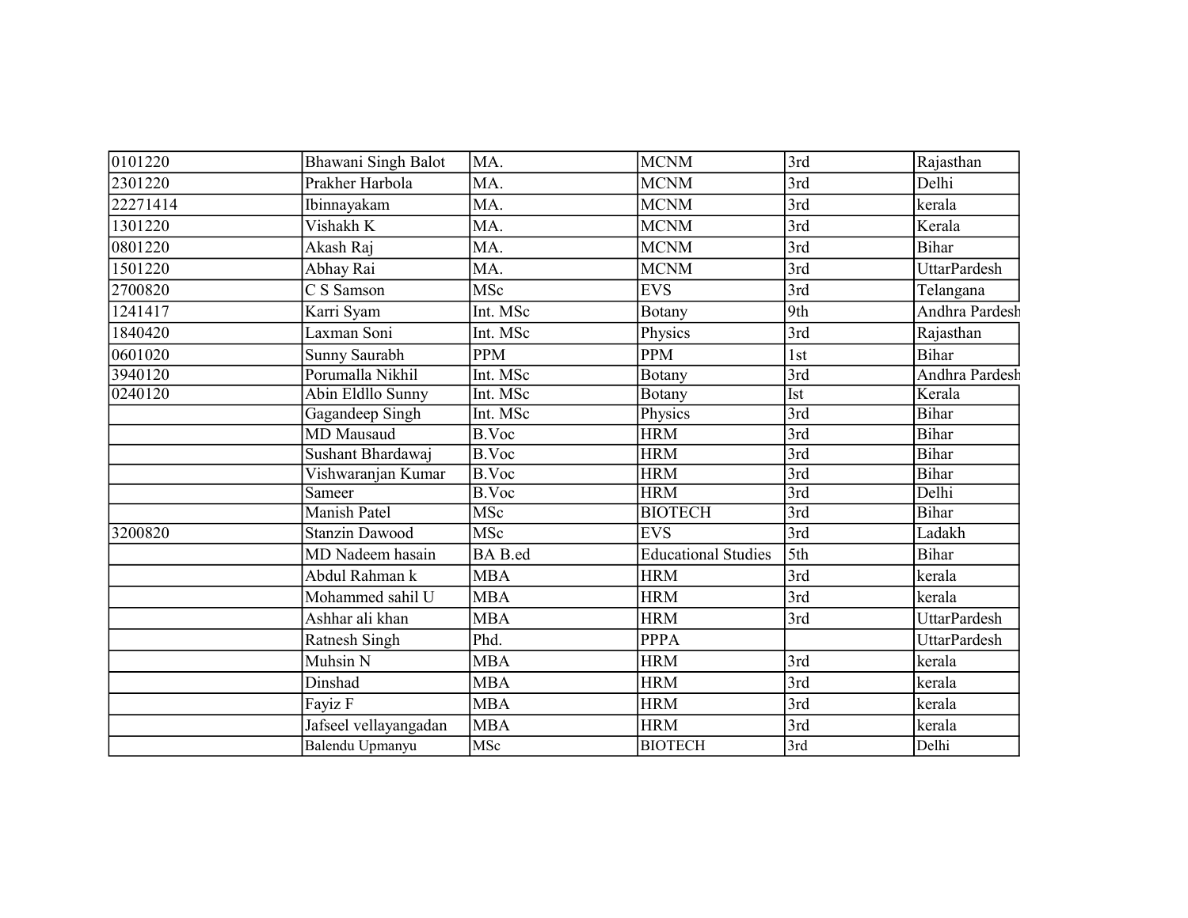| | | | | | |
|---|---|---|---|---|---|
| 0101220 | Bhawani Singh Balot | MA. | MCNM | 3rd | Rajasthan |
| 2301220 | Prakher Harbola | MA. | MCNM | 3rd | Delhi |
| 22271414 | Ibinnayakam | MA. | MCNM | 3rd | kerala |
| 1301220 | Vishakh K | MA. | MCNM | 3rd | Kerala |
| 0801220 | Akash Raj | MA. | MCNM | 3rd | Bihar |
| 1501220 | Abhay Rai | MA. | MCNM | 3rd | UttarPardesh |
| 2700820 | C S Samson | MSc | EVS | 3rd | Telangana |
| 1241417 | Karri Syam | Int. MSc | Botany | 9th | Andhra Pardesh |
| 1840420 | Laxman Soni | Int. MSc | Physics | 3rd | Rajasthan |
| 0601020 | Sunny Saurabh | PPM | PPM | 1st | Bihar |
| 3940120 | Porumalla Nikhil | Int. MSc | Botany | 3rd | Andhra Pardesh |
| 0240120 | Abin Eldllo Sunny | Int. MSc | Botany | Ist | Kerala |
| | Gagandeep Singh | Int. MSc | Physics | 3rd | Bihar |
| | MD Mausaud | B.Voc | HRM | 3rd | Bihar |
| | Sushant Bhardawaj | B.Voc | HRM | 3rd | Bihar |
| | Vishwaranjan Kumar | B.Voc | HRM | 3rd | Bihar |
| | Sameer | B.Voc | HRM | 3rd | Delhi |
| | Manish Patel | MSc | BIOTECH | 3rd | Bihar |
| 3200820 | Stanzin Dawood | MSc | EVS | 3rd | Ladakh |
| | MD Nadeem hasain | BA B.ed | Educational Studies | 5th | Bihar |
| | Abdul Rahman k | MBA | HRM | 3rd | kerala |
| | Mohammed sahil U | MBA | HRM | 3rd | kerala |
| | Ashhar ali khan | MBA | HRM | 3rd | UttarPardesh |
| | Ratnesh Singh | Phd. | PPPA | | UttarPardesh |
| | Muhsin N | MBA | HRM | 3rd | kerala |
| | Dinshad | MBA | HRM | 3rd | kerala |
| | Fayiz F | MBA | HRM | 3rd | kerala |
| | Jafseel vellayangadan | MBA | HRM | 3rd | kerala |
| | Balendu Upmanyu | MSc | BIOTECH | 3rd | Delhi |